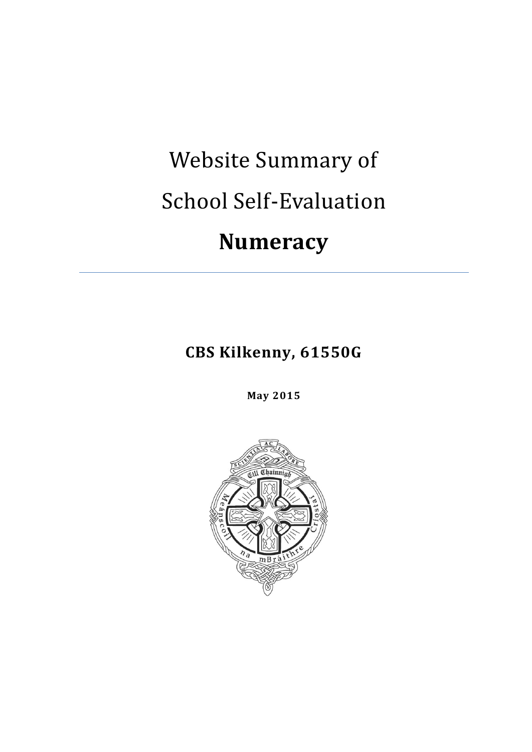# Website Summary of

# School Self-Evaluation

# **Numeracy**

---

**CBS Kilkenny, 61550G**

**May 2015**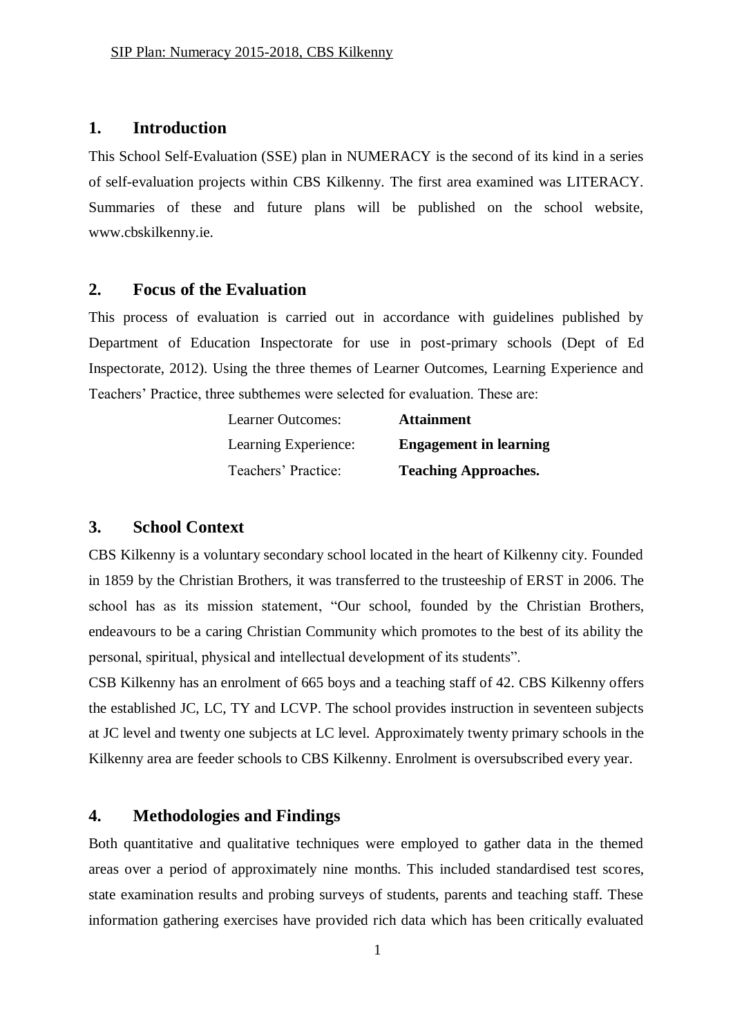## 1. Introduction

This School Self-Evaluation (SSE) plan in NUMERACY is the second of its kind in a series of self-evaluation projects within CBS Kilkenny. The first area examined was LITERACY. Summaries of these and future plans will be published on the school website, www.cbskilkenny.ie.

## 2. Focus of the Evaluation

This process of evaluation is carried out in accordance with guidelines published by Department of Education Inspectorate for use in post-primary schools (Dept of Ed Inspectorate, 2012). Using the three themes of Learner Outcomes, Learning Experience and Teachers' Practice, three subthemes were selected for evaluation. These are:

| | |
|---|---|
| Learner Outcomes: | **Attainment** |
| Learning Experience: | **Engagement in learning** |
| Teachers' Practice: | **Teaching Approaches.** |

## 3. School Context

CBS Kilkenny is a voluntary secondary school located in the heart of Kilkenny city. Founded in 1859 by the Christian Brothers, it was transferred to the trusteeship of ERST in 2006. The school has as its mission statement, "Our school, founded by the Christian Brothers, endeavours to be a caring Christian Community which promotes to the best of its ability the personal, spiritual, physical and intellectual development of its students".

CSB Kilkenny has an enrolment of 665 boys and a teaching staff of 42. CBS Kilkenny offers the established JC, LC, TY and LCVP. The school provides instruction in seventeen subjects at JC level and twenty one subjects at LC level. Approximately twenty primary schools in the Kilkenny area are feeder schools to CBS Kilkenny. Enrolment is oversubscribed every year.

## 4. Methodologies and Findings

Both quantitative and qualitative techniques were employed to gather data in the themed areas over a period of approximately nine months. This included standardised test scores, state examination results and probing surveys of students, parents and teaching staff. These information gathering exercises have provided rich data which has been critically evaluated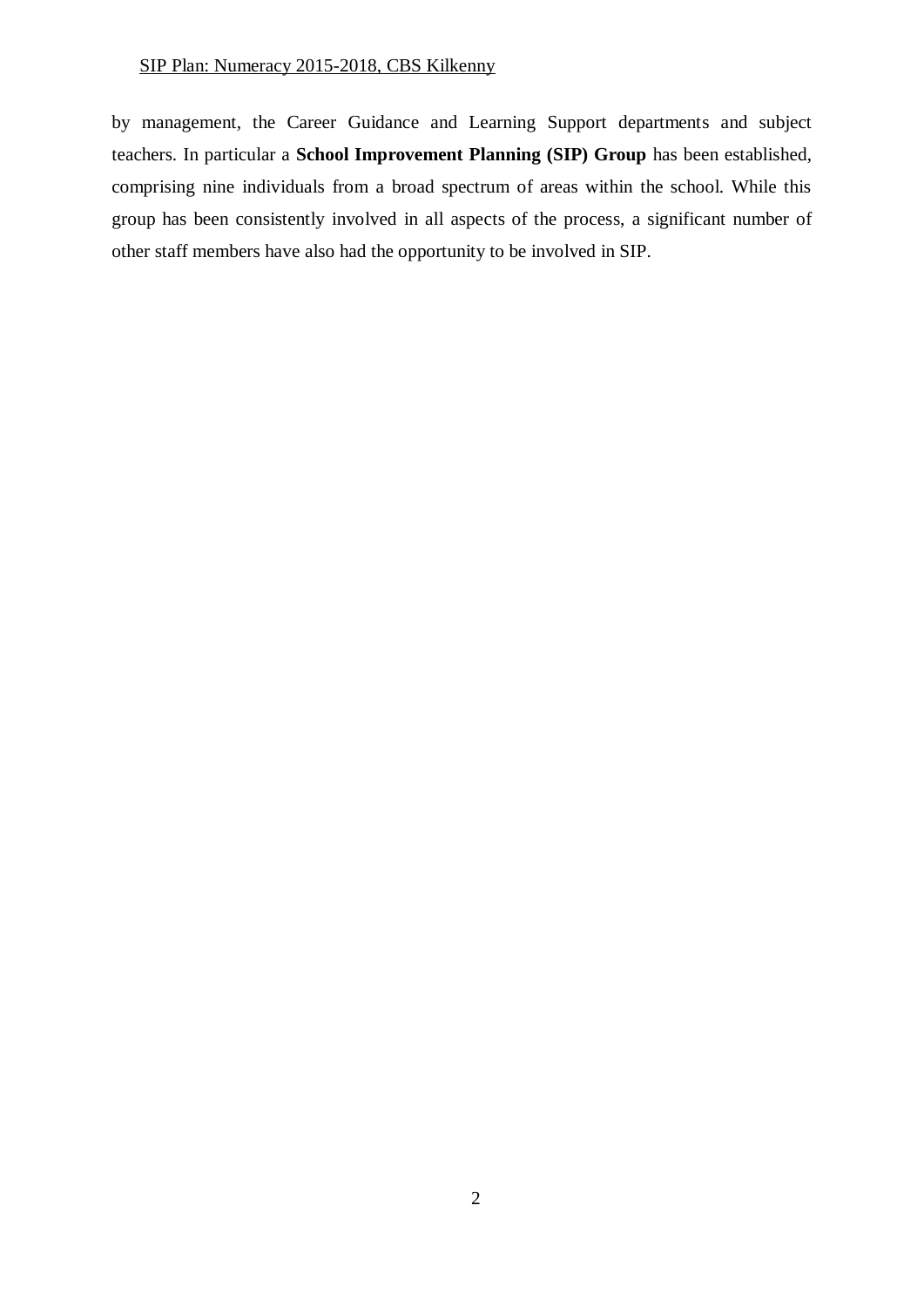by management, the Career Guidance and Learning Support departments and subject teachers. In particular a **School Improvement Planning (SIP) Group** has been established, comprising nine individuals from a broad spectrum of areas within the school. While this group has been consistently involved in all aspects of the process, a significant number of other staff members have also had the opportunity to be involved in SIP.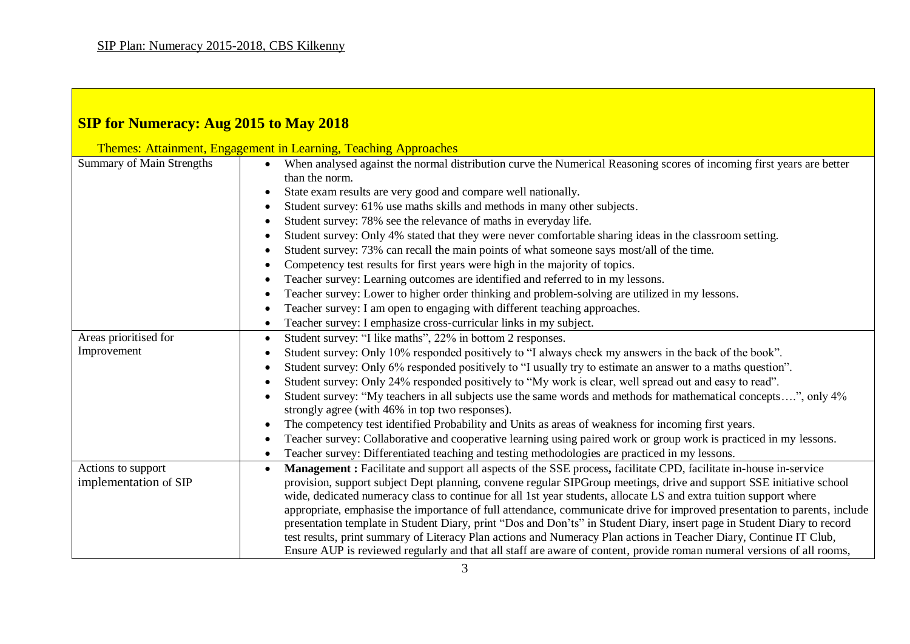SIP Plan: Numeracy 2015-2018, CBS Kilkenny

| **SIP for Numeracy: Aug 2015 to May 2018** | |
|---|---|
| Themes: Attainment, Engagement in Learning, Teaching Approaches | |
| Summary of Main Strengths | • When analysed against the normal distribution curve the Numerical Reasoning scores of incoming first years are better than the norm.<br>• State exam results are very good and compare well nationally.<br>• Student survey: 61% use maths skills and methods in many other subjects.<br>• Student survey: 78% see the relevance of maths in everyday life.<br>• Student survey: Only 4% stated that they were never comfortable sharing ideas in the classroom setting.<br>• Student survey: 73% can recall the main points of what someone says most/all of the time.<br>• Competency test results for first years were high in the majority of topics.<br>• Teacher survey: Learning outcomes are identified and referred to in my lessons.<br>• Teacher survey: Lower to higher order thinking and problem-solving are utilized in my lessons.<br>• Teacher survey: I am open to engaging with different teaching approaches.<br>• Teacher survey: I emphasize cross-curricular links in my subject. |
| Areas prioritised for Improvement | • Student survey: "I like maths", 22% in bottom 2 responses.<br>• Student survey: Only 10% responded positively to "I always check my answers in the back of the book".<br>• Student survey: Only 6% responded positively to "I usually try to estimate an answer to a maths question".<br>• Student survey: Only 24% responded positively to "My work is clear, well spread out and easy to read".<br>• Student survey: "My teachers in all subjects use the same words and methods for mathematical concepts….", only 4% strongly agree (with 46% in top two responses).<br>• The competency test identified Probability and Units as areas of weakness for incoming first years.<br>• Teacher survey: Collaborative and cooperative learning using paired work or group work is practiced in my lessons.<br>• Teacher survey: Differentiated teaching and testing methodologies are practiced in my lessons. |
| Actions to support implementation of SIP | • **Management :** Facilitate and support all aspects of the SSE process**,** facilitate CPD, facilitate in-house in-service provision, support subject Dept planning, convene regular SIPGroup meetings, drive and support SSE initiative school wide, dedicated numeracy class to continue for all 1st year students, allocate LS and extra tuition support where appropriate, emphasise the importance of full attendance, communicate drive for improved presentation to parents, include presentation template in Student Diary, print "Dos and Don'ts" in Student Diary, insert page in Student Diary to record test results, print summary of Literacy Plan actions and Numeracy Plan actions in Teacher Diary, Continue IT Club, Ensure AUP is reviewed regularly and that all staff are aware of content, provide roman numeral versions of all rooms, |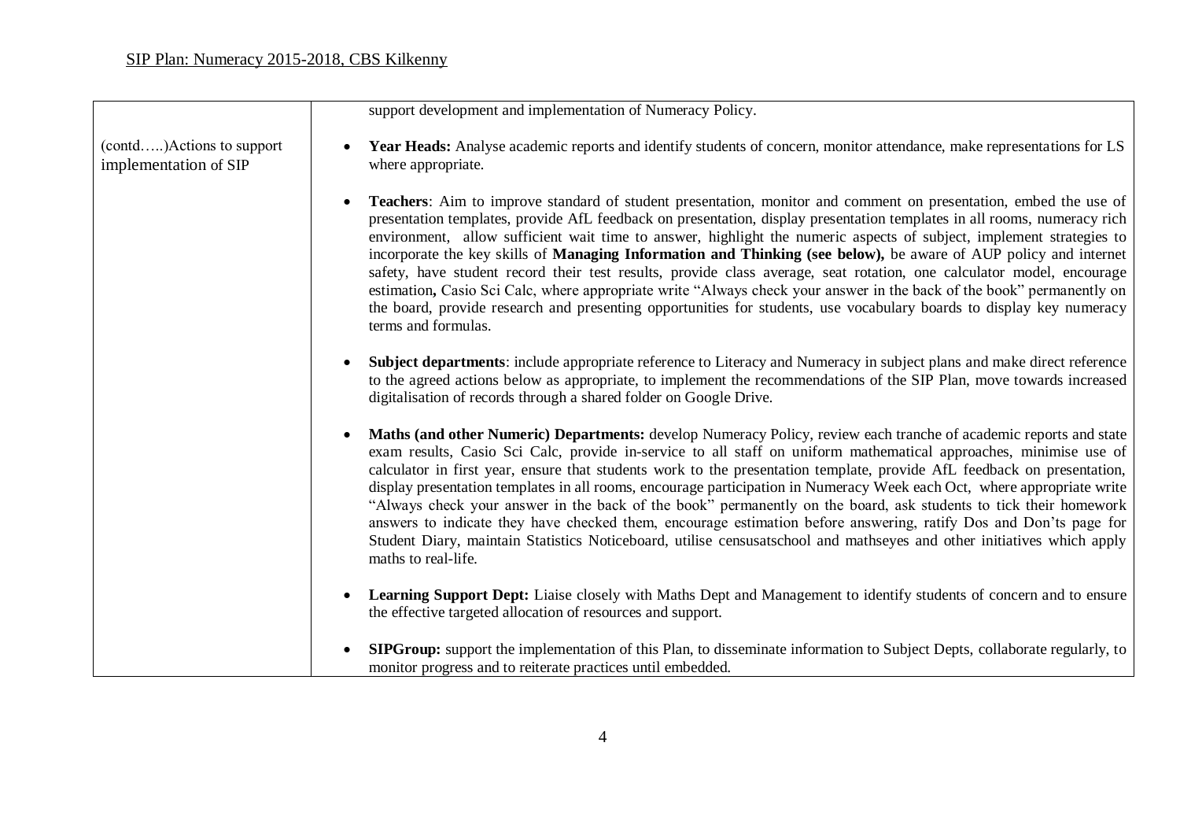| | |
|---|---|
| | support development and implementation of Numeracy Policy. |
| (contd…..)Actions to support implementation of SIP | • **Year Heads:** Analyse academic reports and identify students of concern, monitor attendance, make representations for LS where appropriate.<br><br>• **Teachers**: Aim to improve standard of student presentation, monitor and comment on presentation, embed the use of presentation templates, provide AfL feedback on presentation, display presentation templates in all rooms, numeracy rich environment, allow sufficient wait time to answer, highlight the numeric aspects of subject, implement strategies to incorporate the key skills of **Managing Information and Thinking (see below),** be aware of AUP policy and internet safety, have student record their test results, provide class average, seat rotation, one calculator model, encourage estimation**,** Casio Sci Calc, where appropriate write "Always check your answer in the back of the book" permanently on the board, provide research and presenting opportunities for students, use vocabulary boards to display key numeracy terms and formulas.<br><br>• **Subject departments**: include appropriate reference to Literacy and Numeracy in subject plans and make direct reference to the agreed actions below as appropriate, to implement the recommendations of the SIP Plan, move towards increased digitalisation of records through a shared folder on Google Drive.<br><br>• **Maths (and other Numeric) Departments:** develop Numeracy Policy, review each tranche of academic reports and state exam results, Casio Sci Calc, provide in-service to all staff on uniform mathematical approaches, minimise use of calculator in first year, ensure that students work to the presentation template, provide AfL feedback on presentation, display presentation templates in all rooms, encourage participation in Numeracy Week each Oct, where appropriate write "Always check your answer in the back of the book" permanently on the board, ask students to tick their homework answers to indicate they have checked them, encourage estimation before answering, ratify Dos and Don'ts page for Student Diary, maintain Statistics Noticeboard, utilise censusatschool and mathseyes and other initiatives which apply maths to real-life.<br><br>• **Learning Support Dept:** Liaise closely with Maths Dept and Management to identify students of concern and to ensure the effective targeted allocation of resources and support.<br><br>• **SIPGroup:** support the implementation of this Plan, to disseminate information to Subject Depts, collaborate regularly, to monitor progress and to reiterate practices until embedded. |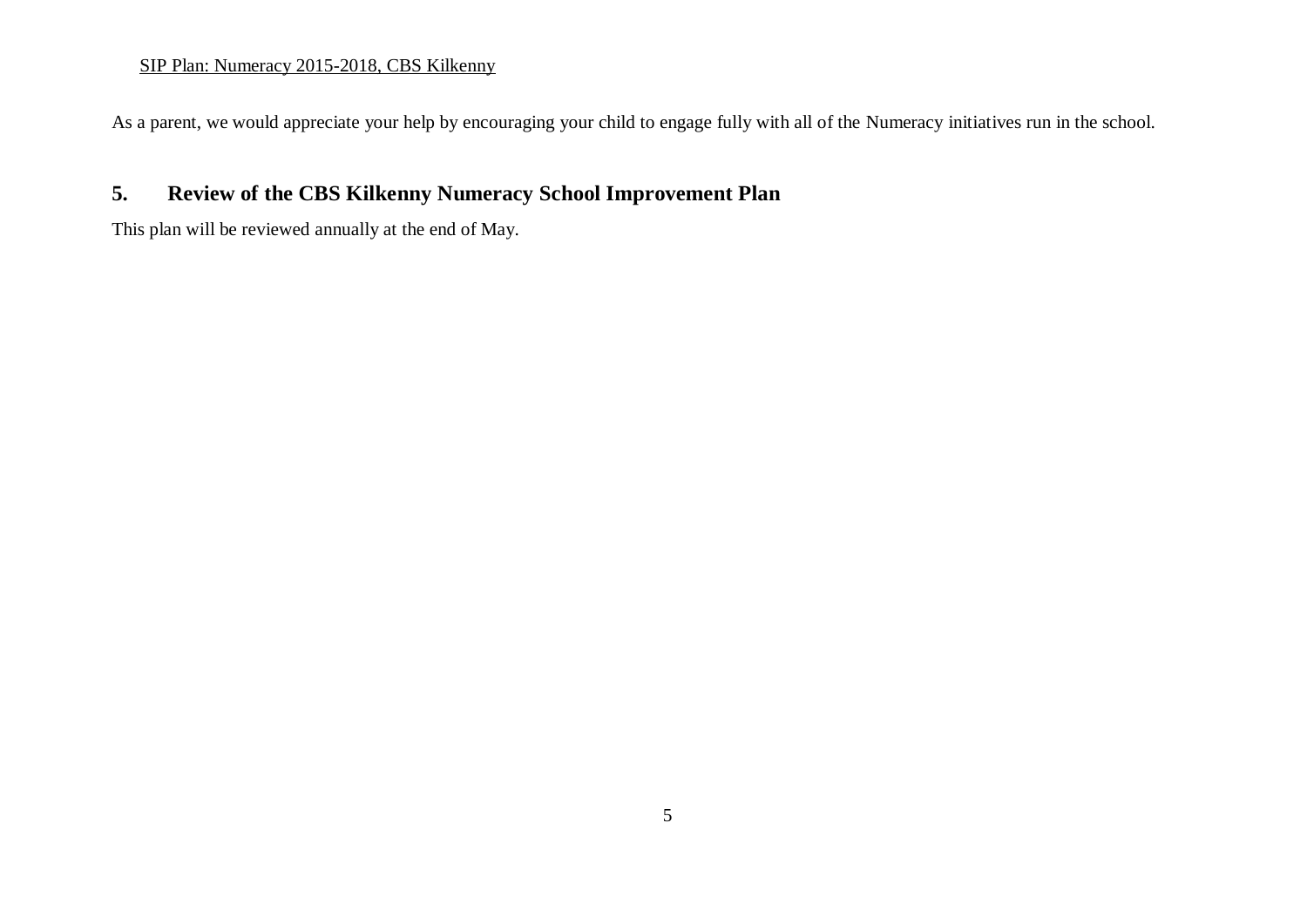As a parent, we would appreciate your help by encouraging your child to engage fully with all of the Numeracy initiatives run in the school.

## 5. Review of the CBS Kilkenny Numeracy School Improvement Plan

This plan will be reviewed annually at the end of May.